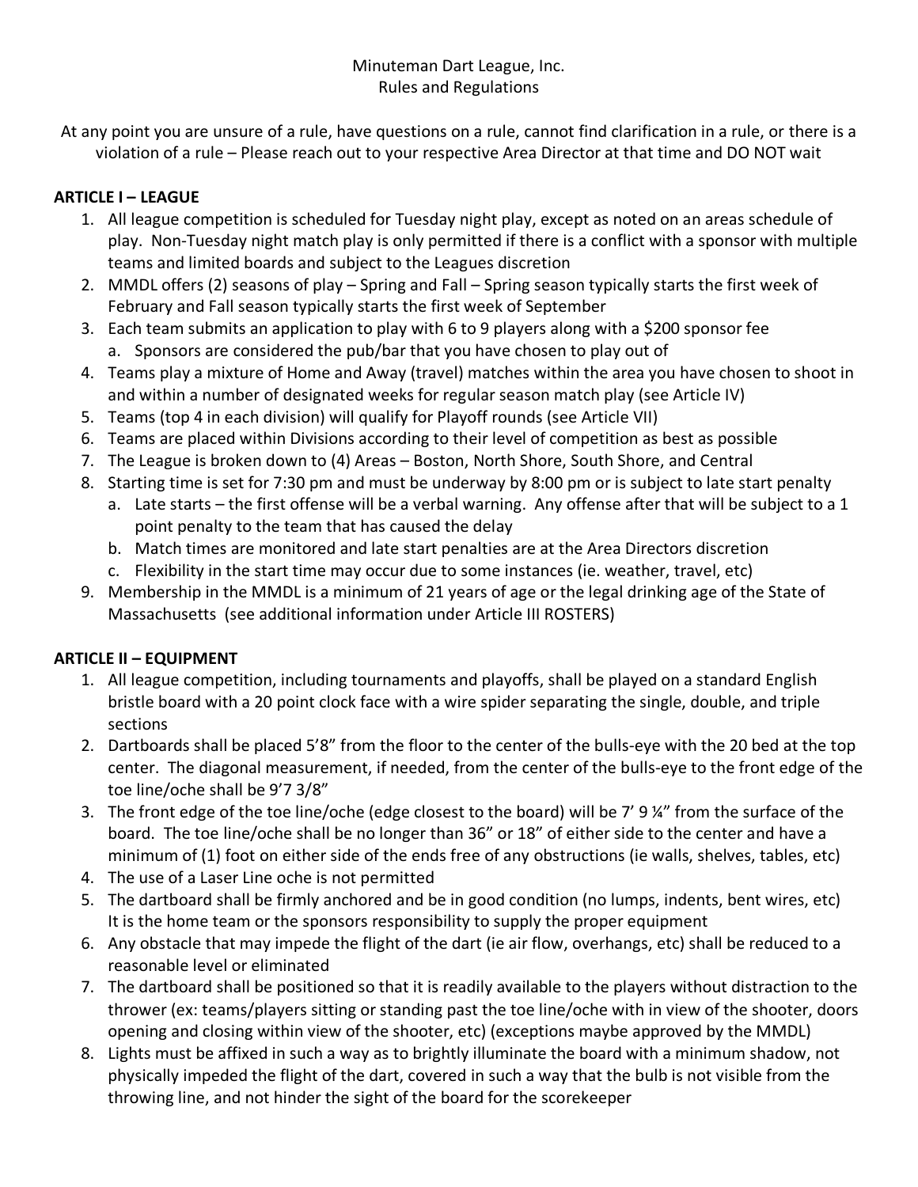Minuteman Dart League, Inc.
Rules and Regulations

At any point you are unsure of a rule, have questions on a rule, cannot find clarification in a rule, or there is a violation of a rule – Please reach out to your respective Area Director at that time and DO NOT wait

**ARTICLE I – LEAGUE**

1. All league competition is scheduled for Tuesday night play, except as noted on an areas schedule of play. Non-Tuesday night match play is only permitted if there is a conflict with a sponsor with multiple teams and limited boards and subject to the Leagues discretion
2. MMDL offers (2) seasons of play – Spring and Fall – Spring season typically starts the first week of February and Fall season typically starts the first week of September
3. Each team submits an application to play with 6 to 9 players along with a $200 sponsor fee
   a. Sponsors are considered the pub/bar that you have chosen to play out of
4. Teams play a mixture of Home and Away (travel) matches within the area you have chosen to shoot in and within a number of designated weeks for regular season match play (see Article IV)
5. Teams (top 4 in each division) will qualify for Playoff rounds (see Article VII)
6. Teams are placed within Divisions according to their level of competition as best as possible
7. The League is broken down to (4) Areas – Boston, North Shore, South Shore, and Central
8. Starting time is set for 7:30 pm and must be underway by 8:00 pm or is subject to late start penalty
   a. Late starts – the first offense will be a verbal warning. Any offense after that will be subject to a 1 point penalty to the team that has caused the delay
   b. Match times are monitored and late start penalties are at the Area Directors discretion
   c. Flexibility in the start time may occur due to some instances (ie. weather, travel, etc)
9. Membership in the MMDL is a minimum of 21 years of age or the legal drinking age of the State of Massachusetts (see additional information under Article III ROSTERS)

**ARTICLE II – EQUIPMENT**

1. All league competition, including tournaments and playoffs, shall be played on a standard English bristle board with a 20 point clock face with a wire spider separating the single, double, and triple sections
2. Dartboards shall be placed 5'8" from the floor to the center of the bulls-eye with the 20 bed at the top center. The diagonal measurement, if needed, from the center of the bulls-eye to the front edge of the toe line/oche shall be 9'7 3/8"
3. The front edge of the toe line/oche (edge closest to the board) will be 7' 9 ¼" from the surface of the board. The toe line/oche shall be no longer than 36" or 18" of either side to the center and have a minimum of (1) foot on either side of the ends free of any obstructions (ie walls, shelves, tables, etc)
4. The use of a Laser Line oche is not permitted
5. The dartboard shall be firmly anchored and be in good condition (no lumps, indents, bent wires, etc) It is the home team or the sponsors responsibility to supply the proper equipment
6. Any obstacle that may impede the flight of the dart (ie air flow, overhangs, etc) shall be reduced to a reasonable level or eliminated
7. The dartboard shall be positioned so that it is readily available to the players without distraction to the thrower (ex: teams/players sitting or standing past the toe line/oche with in view of the shooter, doors opening and closing within view of the shooter, etc) (exceptions maybe approved by the MMDL)
8. Lights must be affixed in such a way as to brightly illuminate the board with a minimum shadow, not physically impeded the flight of the dart, covered in such a way that the bulb is not visible from the throwing line, and not hinder the sight of the board for the scorekeeper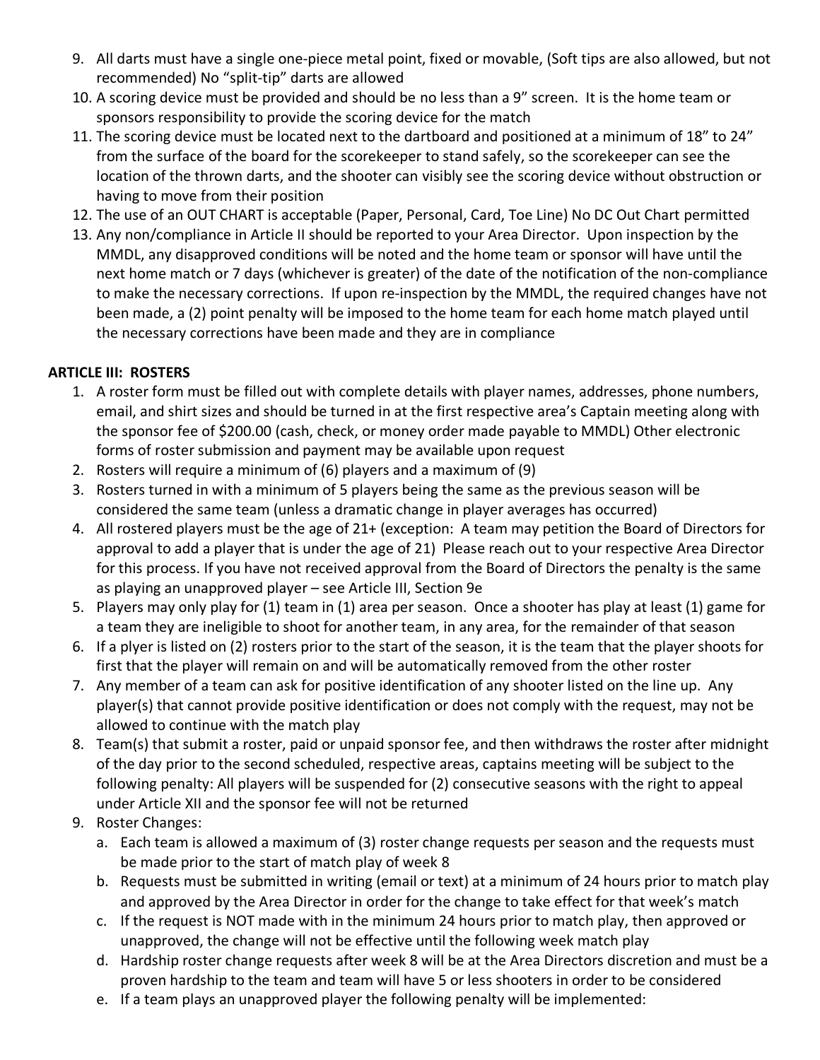9. All darts must have a single one-piece metal point, fixed or movable, (Soft tips are also allowed, but not recommended) No "split-tip" darts are allowed
10. A scoring device must be provided and should be no less than a 9" screen. It is the home team or sponsors responsibility to provide the scoring device for the match
11. The scoring device must be located next to the dartboard and positioned at a minimum of 18" to 24" from the surface of the board for the scorekeeper to stand safely, so the scorekeeper can see the location of the thrown darts, and the shooter can visibly see the scoring device without obstruction or having to move from their position
12. The use of an OUT CHART is acceptable (Paper, Personal, Card, Toe Line) No DC Out Chart permitted
13. Any non/compliance in Article II should be reported to your Area Director. Upon inspection by the MMDL, any disapproved conditions will be noted and the home team or sponsor will have until the next home match or 7 days (whichever is greater) of the date of the notification of the non-compliance to make the necessary corrections. If upon re-inspection by the MMDL, the required changes have not been made, a (2) point penalty will be imposed to the home team for each home match played until the necessary corrections have been made and they are in compliance

**ARTICLE III: ROSTERS**

1. A roster form must be filled out with complete details with player names, addresses, phone numbers, email, and shirt sizes and should be turned in at the first respective area's Captain meeting along with the sponsor fee of $200.00 (cash, check, or money order made payable to MMDL) Other electronic forms of roster submission and payment may be available upon request
2. Rosters will require a minimum of (6) players and a maximum of (9)
3. Rosters turned in with a minimum of 5 players being the same as the previous season will be considered the same team (unless a dramatic change in player averages has occurred)
4. All rostered players must be the age of 21+ (exception: A team may petition the Board of Directors for approval to add a player that is under the age of 21) Please reach out to your respective Area Director for this process. If you have not received approval from the Board of Directors the penalty is the same as playing an unapproved player – see Article III, Section 9e
5. Players may only play for (1) team in (1) area per season. Once a shooter has play at least (1) game for a team they are ineligible to shoot for another team, in any area, for the remainder of that season
6. If a plyer is listed on (2) rosters prior to the start of the season, it is the team that the player shoots for first that the player will remain on and will be automatically removed from the other roster
7. Any member of a team can ask for positive identification of any shooter listed on the line up. Any player(s) that cannot provide positive identification or does not comply with the request, may not be allowed to continue with the match play
8. Team(s) that submit a roster, paid or unpaid sponsor fee, and then withdraws the roster after midnight of the day prior to the second scheduled, respective areas, captains meeting will be subject to the following penalty: All players will be suspended for (2) consecutive seasons with the right to appeal under Article XII and the sponsor fee will not be returned
9. Roster Changes:
   a. Each team is allowed a maximum of (3) roster change requests per season and the requests must be made prior to the start of match play of week 8
   b. Requests must be submitted in writing (email or text) at a minimum of 24 hours prior to match play and approved by the Area Director in order for the change to take effect for that week's match
   c. If the request is NOT made with in the minimum 24 hours prior to match play, then approved or unapproved, the change will not be effective until the following week match play
   d. Hardship roster change requests after week 8 will be at the Area Directors discretion and must be a proven hardship to the team and team will have 5 or less shooters in order to be considered
   e. If a team plays an unapproved player the following penalty will be implemented: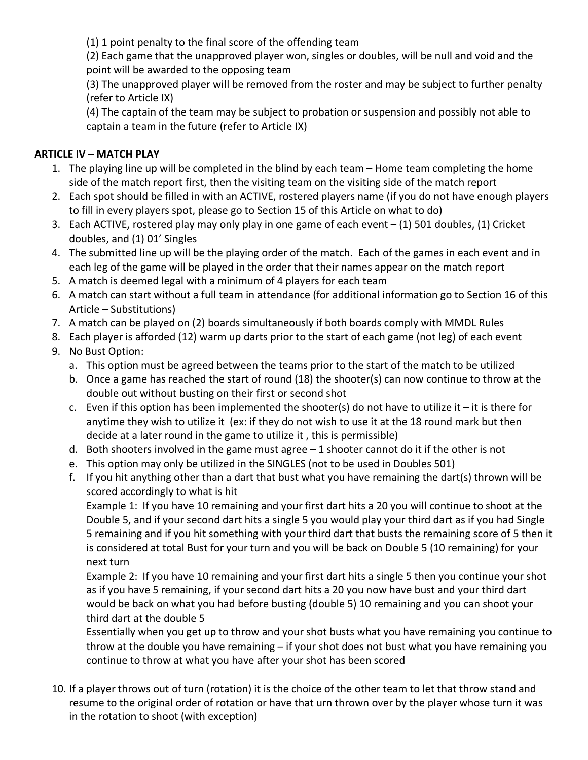(1) 1 point penalty to the final score of the offending team

(2) Each game that the unapproved player won, singles or doubles, will be null and void and the point will be awarded to the opposing team

(3) The unapproved player will be removed from the roster and may be subject to further penalty (refer to Article IX)

(4) The captain of the team may be subject to probation or suspension and possibly not able to captain a team in the future (refer to Article IX)

**ARTICLE IV – MATCH PLAY**

1. The playing line up will be completed in the blind by each team – Home team completing the home side of the match report first, then the visiting team on the visiting side of the match report
2. Each spot should be filled in with an ACTIVE, rostered players name (if you do not have enough players to fill in every players spot, please go to Section 15 of this Article on what to do)
3. Each ACTIVE, rostered play may only play in one game of each event – (1) 501 doubles, (1) Cricket doubles, and (1) 01' Singles
4. The submitted line up will be the playing order of the match. Each of the games in each event and in each leg of the game will be played in the order that their names appear on the match report
5. A match is deemed legal with a minimum of 4 players for each team
6. A match can start without a full team in attendance (for additional information go to Section 16 of this Article – Substitutions)
7. A match can be played on (2) boards simultaneously if both boards comply with MMDL Rules
8. Each player is afforded (12) warm up darts prior to the start of each game (not leg) of each event
9. No Bust Option:
   a. This option must be agreed between the teams prior to the start of the match to be utilized
   b. Once a game has reached the start of round (18) the shooter(s) can now continue to throw at the double out without busting on their first or second shot
   c. Even if this option has been implemented the shooter(s) do not have to utilize it – it is there for anytime they wish to utilize it (ex: if they do not wish to use it at the 18 round mark but then decide at a later round in the game to utilize it , this is permissible)
   d. Both shooters involved in the game must agree – 1 shooter cannot do it if the other is not
   e. This option may only be utilized in the SINGLES (not to be used in Doubles 501)
   f. If you hit anything other than a dart that bust what you have remaining the dart(s) thrown will be scored accordingly to what is hit

      Example 1: If you have 10 remaining and your first dart hits a 20 you will continue to shoot at the Double 5, and if your second dart hits a single 5 you would play your third dart as if you had Single 5 remaining and if you hit something with your third dart that busts the remaining score of 5 then it is considered at total Bust for your turn and you will be back on Double 5 (10 remaining) for your next turn

      Example 2: If you have 10 remaining and your first dart hits a single 5 then you continue your shot as if you have 5 remaining, if your second dart hits a 20 you now have bust and your third dart would be back on what you had before busting (double 5) 10 remaining and you can shoot your third dart at the double 5

      Essentially when you get up to throw and your shot busts what you have remaining you continue to throw at the double you have remaining – if your shot does not bust what you have remaining you continue to throw at what you have after your shot has been scored

10. If a player throws out of turn (rotation) it is the choice of the other team to let that throw stand and resume to the original order of rotation or have that urn thrown over by the player whose turn it was in the rotation to shoot (with exception)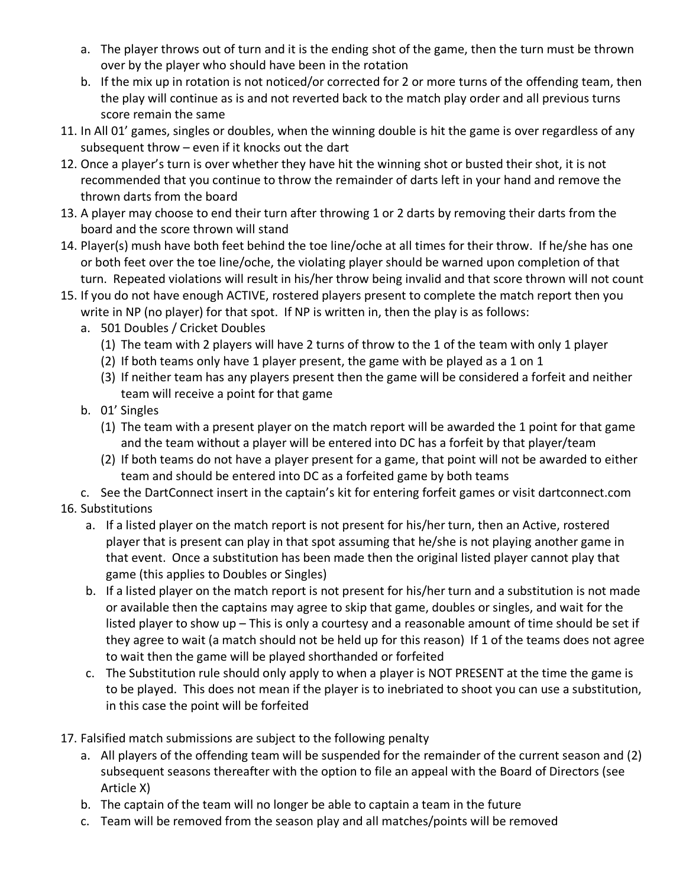a. The player throws out of turn and it is the ending shot of the game, then the turn must be thrown over by the player who should have been in the rotation
   b. If the mix up in rotation is not noticed/or corrected for 2 or more turns of the offending team, then the play will continue as is and not reverted back to the match play order and all previous turns score remain the same

11. In All 01' games, singles or doubles, when the winning double is hit the game is over regardless of any subsequent throw – even if it knocks out the dart
12. Once a player's turn is over whether they have hit the winning shot or busted their shot, it is not recommended that you continue to throw the remainder of darts left in your hand and remove the thrown darts from the board
13. A player may choose to end their turn after throwing 1 or 2 darts by removing their darts from the board and the score thrown will stand
14. Player(s) mush have both feet behind the toe line/oche at all times for their throw. If he/she has one or both feet over the toe line/oche, the violating player should be warned upon completion of that turn. Repeated violations will result in his/her throw being invalid and that score thrown will not count
15. If you do not have enough ACTIVE, rostered players present to complete the match report then you write in NP (no player) for that spot. If NP is written in, then the play is as follows:
    a. 501 Doubles / Cricket Doubles
       (1) The team with 2 players will have 2 turns of throw to the 1 of the team with only 1 player
       (2) If both teams only have 1 player present, the game with be played as a 1 on 1
       (3) If neither team has any players present then the game will be considered a forfeit and neither team will receive a point for that game
    b. 01' Singles
       (1) The team with a present player on the match report will be awarded the 1 point for that game and the team without a player will be entered into DC has a forfeit by that player/team
       (2) If both teams do not have a player present for a game, that point will not be awarded to either team and should be entered into DC as a forfeited game by both teams
    c. See the DartConnect insert in the captain's kit for entering forfeit games or visit dartconnect.com
16. Substitutions
    a. If a listed player on the match report is not present for his/her turn, then an Active, rostered player that is present can play in that spot assuming that he/she is not playing another game in that event. Once a substitution has been made then the original listed player cannot play that game (this applies to Doubles or Singles)
    b. If a listed player on the match report is not present for his/her turn and a substitution is not made or available then the captains may agree to skip that game, doubles or singles, and wait for the listed player to show up – This is only a courtesy and a reasonable amount of time should be set if they agree to wait (a match should not be held up for this reason) If 1 of the teams does not agree to wait then the game will be played shorthanded or forfeited
    c. The Substitution rule should only apply to when a player is NOT PRESENT at the time the game is to be played. This does not mean if the player is to inebriated to shoot you can use a substitution, in this case the point will be forfeited

17. Falsified match submissions are subject to the following penalty
    a. All players of the offending team will be suspended for the remainder of the current season and (2) subsequent seasons thereafter with the option to file an appeal with the Board of Directors (see Article X)
    b. The captain of the team will no longer be able to captain a team in the future
    c. Team will be removed from the season play and all matches/points will be removed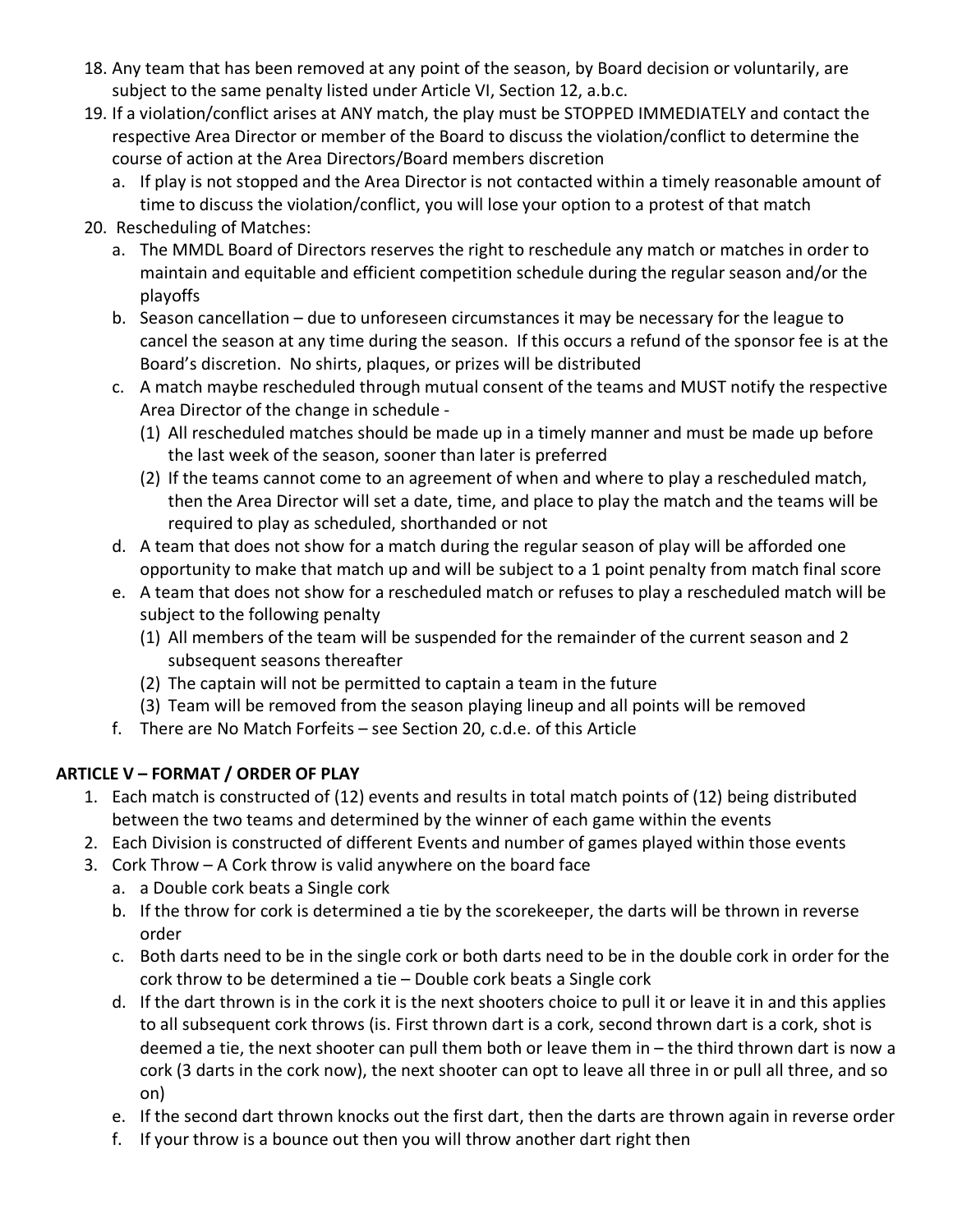18. Any team that has been removed at any point of the season, by Board decision or voluntarily, are subject to the same penalty listed under Article VI, Section 12, a.b.c.
19. If a violation/conflict arises at ANY match, the play must be STOPPED IMMEDIATELY and contact the respective Area Director or member of the Board to discuss the violation/conflict to determine the course of action at the Area Directors/Board members discretion
    a. If play is not stopped and the Area Director is not contacted within a timely reasonable amount of time to discuss the violation/conflict, you will lose your option to a protest of that match
20. Rescheduling of Matches:
    a. The MMDL Board of Directors reserves the right to reschedule any match or matches in order to maintain and equitable and efficient competition schedule during the regular season and/or the playoffs
    b. Season cancellation – due to unforeseen circumstances it may be necessary for the league to cancel the season at any time during the season. If this occurs a refund of the sponsor fee is at the Board's discretion. No shirts, plaques, or prizes will be distributed
    c. A match maybe rescheduled through mutual consent of the teams and MUST notify the respective Area Director of the change in schedule -
        (1) All rescheduled matches should be made up in a timely manner and must be made up before the last week of the season, sooner than later is preferred
        (2) If the teams cannot come to an agreement of when and where to play a rescheduled match, then the Area Director will set a date, time, and place to play the match and the teams will be required to play as scheduled, shorthanded or not
    d. A team that does not show for a match during the regular season of play will be afforded one opportunity to make that match up and will be subject to a 1 point penalty from match final score
    e. A team that does not show for a rescheduled match or refuses to play a rescheduled match will be subject to the following penalty
        (1) All members of the team will be suspended for the remainder of the current season and 2 subsequent seasons thereafter
        (2) The captain will not be permitted to captain a team in the future
        (3) Team will be removed from the season playing lineup and all points will be removed
    f. There are No Match Forfeits – see Section 20, c.d.e. of this Article

**ARTICLE V – FORMAT / ORDER OF PLAY**

1. Each match is constructed of (12) events and results in total match points of (12) being distributed between the two teams and determined by the winner of each game within the events
2. Each Division is constructed of different Events and number of games played within those events
3. Cork Throw – A Cork throw is valid anywhere on the board face
    a. a Double cork beats a Single cork
    b. If the throw for cork is determined a tie by the scorekeeper, the darts will be thrown in reverse order
    c. Both darts need to be in the single cork or both darts need to be in the double cork in order for the cork throw to be determined a tie – Double cork beats a Single cork
    d. If the dart thrown is in the cork it is the next shooters choice to pull it or leave it in and this applies to all subsequent cork throws (is. First thrown dart is a cork, second thrown dart is a cork, shot is deemed a tie, the next shooter can pull them both or leave them in – the third thrown dart is now a cork (3 darts in the cork now), the next shooter can opt to leave all three in or pull all three, and so on)
    e. If the second dart thrown knocks out the first dart, then the darts are thrown again in reverse order
    f. If your throw is a bounce out then you will throw another dart right then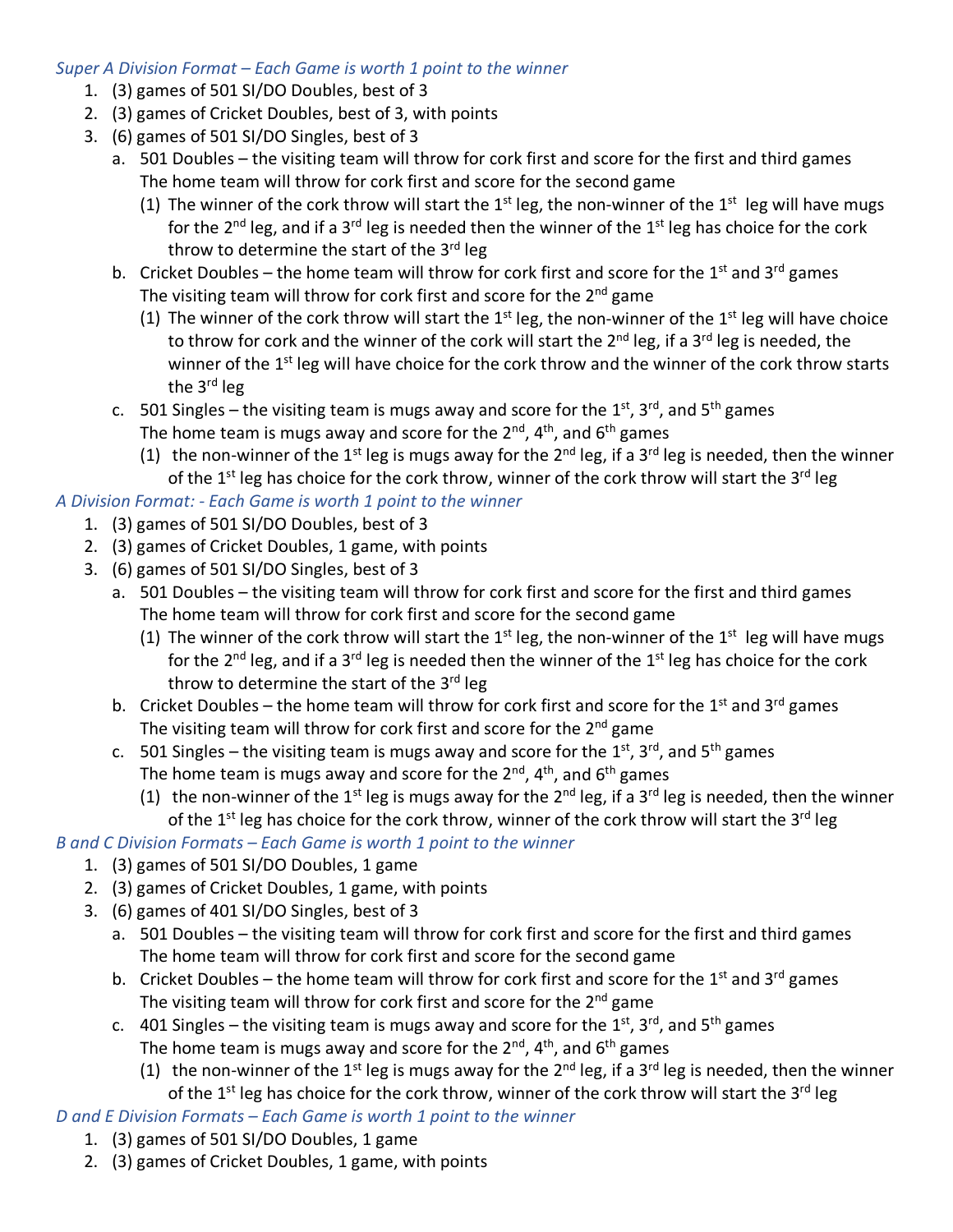*Super A Division Format – Each Game is worth 1 point to the winner*

1. (3) games of 501 SI/DO Doubles, best of 3
2. (3) games of Cricket Doubles, best of 3, with points
3. (6) games of 501 SI/DO Singles, best of 3
   a. 501 Doubles – the visiting team will throw for cork first and score for the first and third games
      The home team will throw for cork first and score for the second game
      (1) The winner of the cork throw will start the 1st leg, the non-winner of the 1st leg will have mugs for the 2nd leg, and if a 3rd leg is needed then the winner of the 1st leg has choice for the cork throw to determine the start of the 3rd leg
   b. Cricket Doubles – the home team will throw for cork first and score for the 1st and 3rd games
      The visiting team will throw for cork first and score for the 2nd game
      (1) The winner of the cork throw will start the 1st leg, the non-winner of the 1st leg will have choice to throw for cork and the winner of the cork will start the 2nd leg, if a 3rd leg is needed, the winner of the 1st leg will have choice for the cork throw and the winner of the cork throw starts the 3rd leg
   c. 501 Singles – the visiting team is mugs away and score for the 1st, 3rd, and 5th games
      The home team is mugs away and score for the 2nd, 4th, and 6th games
      (1) the non-winner of the 1st leg is mugs away for the 2nd leg, if a 3rd leg is needed, then the winner of the 1st leg has choice for the cork throw, winner of the cork throw will start the 3rd leg

*A Division Format: - Each Game is worth 1 point to the winner*

1. (3) games of 501 SI/DO Doubles, best of 3
2. (3) games of Cricket Doubles, 1 game, with points
3. (6) games of 501 SI/DO Singles, best of 3
   a. 501 Doubles – the visiting team will throw for cork first and score for the first and third games
      The home team will throw for cork first and score for the second game
      (1) The winner of the cork throw will start the 1st leg, the non-winner of the 1st leg will have mugs for the 2nd leg, and if a 3rd leg is needed then the winner of the 1st leg has choice for the cork throw to determine the start of the 3rd leg
   b. Cricket Doubles – the home team will throw for cork first and score for the 1st and 3rd games
      The visiting team will throw for cork first and score for the 2nd game
   c. 501 Singles – the visiting team is mugs away and score for the 1st, 3rd, and 5th games
      The home team is mugs away and score for the 2nd, 4th, and 6th games
      (1) the non-winner of the 1st leg is mugs away for the 2nd leg, if a 3rd leg is needed, then the winner of the 1st leg has choice for the cork throw, winner of the cork throw will start the 3rd leg

*B and C Division Formats – Each Game is worth 1 point to the winner*

1. (3) games of 501 SI/DO Doubles, 1 game
2. (3) games of Cricket Doubles, 1 game, with points
3. (6) games of 401 SI/DO Singles, best of 3
   a. 501 Doubles – the visiting team will throw for cork first and score for the first and third games
      The home team will throw for cork first and score for the second game
   b. Cricket Doubles – the home team will throw for cork first and score for the 1st and 3rd games
      The visiting team will throw for cork first and score for the 2nd game
   c. 401 Singles – the visiting team is mugs away and score for the 1st, 3rd, and 5th games
      The home team is mugs away and score for the 2nd, 4th, and 6th games
      (1) the non-winner of the 1st leg is mugs away for the 2nd leg, if a 3rd leg is needed, then the winner of the 1st leg has choice for the cork throw, winner of the cork throw will start the 3rd leg

*D and E Division Formats – Each Game is worth 1 point to the winner*

1. (3) games of 501 SI/DO Doubles, 1 game
2. (3) games of Cricket Doubles, 1 game, with points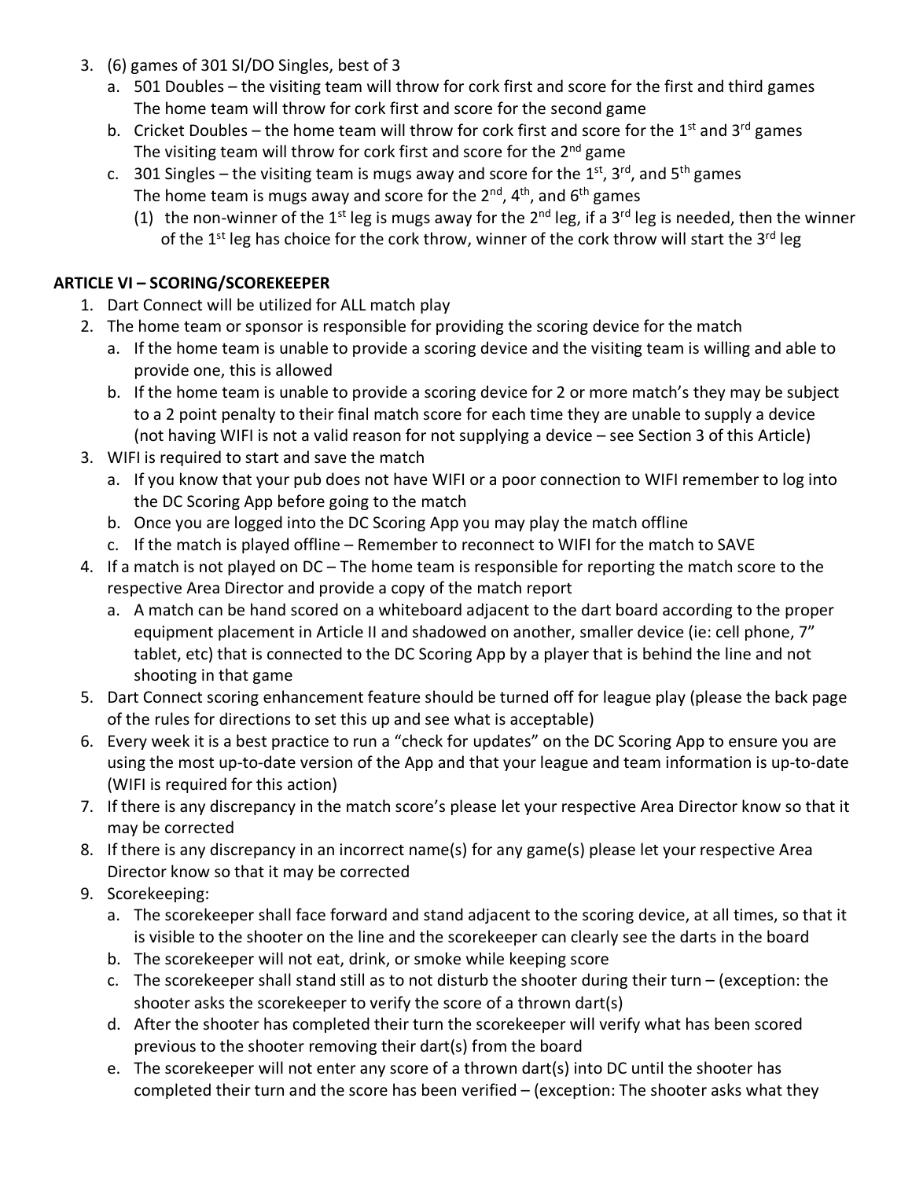3. (6) games of 301 SI/DO Singles, best of 3
   a. 501 Doubles – the visiting team will throw for cork first and score for the first and third games The home team will throw for cork first and score for the second game
   b. Cricket Doubles – the home team will throw for cork first and score for the 1st and 3rd games The visiting team will throw for cork first and score for the 2nd game
   c. 301 Singles – the visiting team is mugs away and score for the 1st, 3rd, and 5th games The home team is mugs away and score for the 2nd, 4th, and 6th games
      (1) the non-winner of the 1st leg is mugs away for the 2nd leg, if a 3rd leg is needed, then the winner of the 1st leg has choice for the cork throw, winner of the cork throw will start the 3rd leg

**ARTICLE VI – SCORING/SCOREKEEPER**

1. Dart Connect will be utilized for ALL match play
2. The home team or sponsor is responsible for providing the scoring device for the match
   a. If the home team is unable to provide a scoring device and the visiting team is willing and able to provide one, this is allowed
   b. If the home team is unable to provide a scoring device for 2 or more match's they may be subject to a 2 point penalty to their final match score for each time they are unable to supply a device (not having WIFI is not a valid reason for not supplying a device – see Section 3 of this Article)
3. WIFI is required to start and save the match
   a. If you know that your pub does not have WIFI or a poor connection to WIFI remember to log into the DC Scoring App before going to the match
   b. Once you are logged into the DC Scoring App you may play the match offline
   c. If the match is played offline – Remember to reconnect to WIFI for the match to SAVE
4. If a match is not played on DC – The home team is responsible for reporting the match score to the respective Area Director and provide a copy of the match report
   a. A match can be hand scored on a whiteboard adjacent to the dart board according to the proper equipment placement in Article II and shadowed on another, smaller device (ie: cell phone, 7" tablet, etc) that is connected to the DC Scoring App by a player that is behind the line and not shooting in that game
5. Dart Connect scoring enhancement feature should be turned off for league play (please the back page of the rules for directions to set this up and see what is acceptable)
6. Every week it is a best practice to run a "check for updates" on the DC Scoring App to ensure you are using the most up-to-date version of the App and that your league and team information is up-to-date (WIFI is required for this action)
7. If there is any discrepancy in the match score's please let your respective Area Director know so that it may be corrected
8. If there is any discrepancy in an incorrect name(s) for any game(s) please let your respective Area Director know so that it may be corrected
9. Scorekeeping:
   a. The scorekeeper shall face forward and stand adjacent to the scoring device, at all times, so that it is visible to the shooter on the line and the scorekeeper can clearly see the darts in the board
   b. The scorekeeper will not eat, drink, or smoke while keeping score
   c. The scorekeeper shall stand still as to not disturb the shooter during their turn – (exception: the shooter asks the scorekeeper to verify the score of a thrown dart(s)
   d. After the shooter has completed their turn the scorekeeper will verify what has been scored previous to the shooter removing their dart(s) from the board
   e. The scorekeeper will not enter any score of a thrown dart(s) into DC until the shooter has completed their turn and the score has been verified – (exception: The shooter asks what they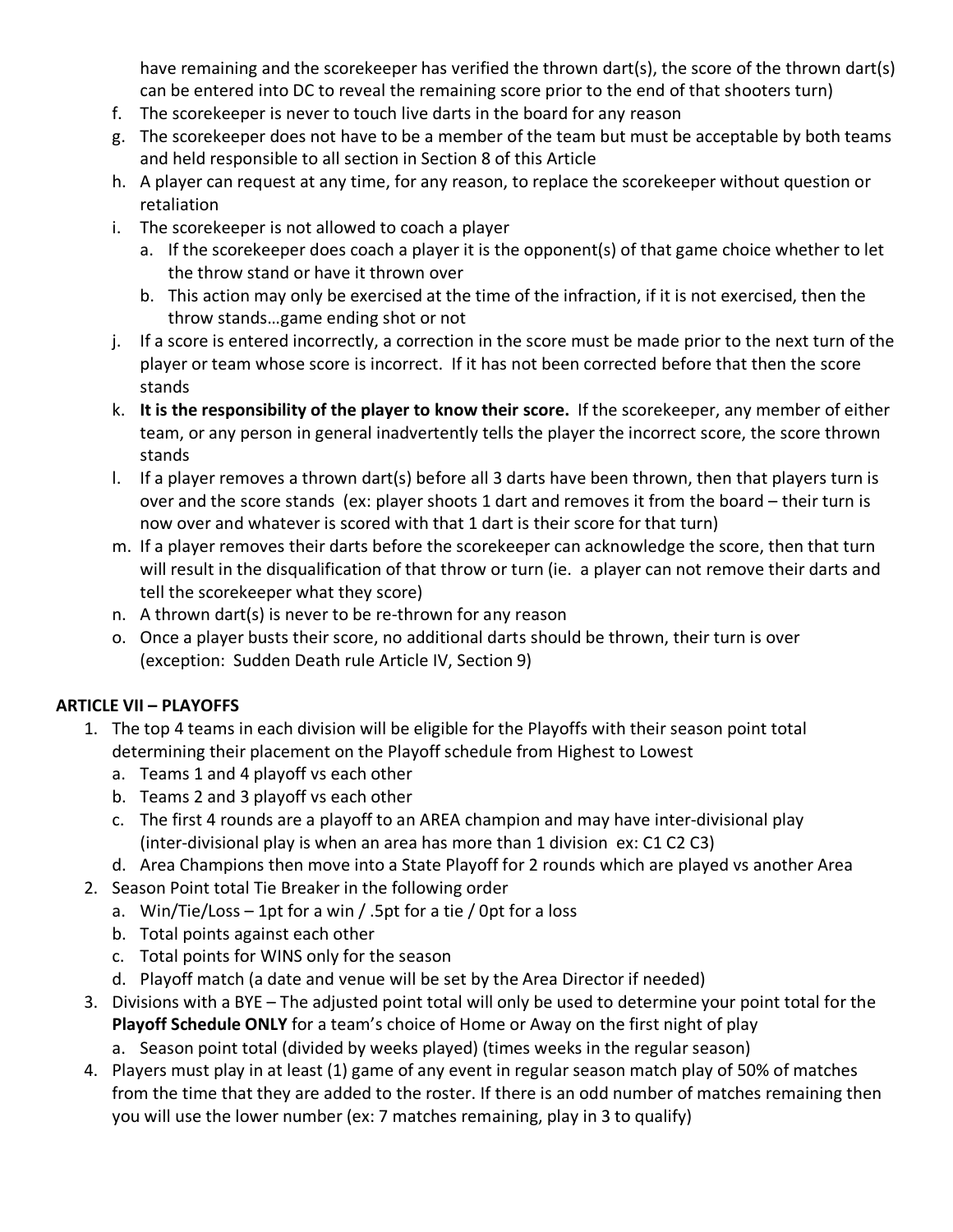have remaining and the scorekeeper has verified the thrown dart(s), the score of the thrown dart(s) can be entered into DC to reveal the remaining score prior to the end of that shooters turn)

f. The scorekeeper is never to touch live darts in the board for any reason
g. The scorekeeper does not have to be a member of the team but must be acceptable by both teams and held responsible to all section in Section 8 of this Article
h. A player can request at any time, for any reason, to replace the scorekeeper without question or retaliation
i. The scorekeeper is not allowed to coach a player
   a. If the scorekeeper does coach a player it is the opponent(s) of that game choice whether to let the throw stand or have it thrown over
   b. This action may only be exercised at the time of the infraction, if it is not exercised, then the throw stands…game ending shot or not
j. If a score is entered incorrectly, a correction in the score must be made prior to the next turn of the player or team whose score is incorrect. If it has not been corrected before that then the score stands
k. **It is the responsibility of the player to know their score.** If the scorekeeper, any member of either team, or any person in general inadvertently tells the player the incorrect score, the score thrown stands
l. If a player removes a thrown dart(s) before all 3 darts have been thrown, then that players turn is over and the score stands (ex: player shoots 1 dart and removes it from the board – their turn is now over and whatever is scored with that 1 dart is their score for that turn)
m. If a player removes their darts before the scorekeeper can acknowledge the score, then that turn will result in the disqualification of that throw or turn (ie. a player can not remove their darts and tell the scorekeeper what they score)
n. A thrown dart(s) is never to be re-thrown for any reason
o. Once a player busts their score, no additional darts should be thrown, their turn is over (exception: Sudden Death rule Article IV, Section 9)

**ARTICLE VII – PLAYOFFS**

1. The top 4 teams in each division will be eligible for the Playoffs with their season point total determining their placement on the Playoff schedule from Highest to Lowest
   a. Teams 1 and 4 playoff vs each other
   b. Teams 2 and 3 playoff vs each other
   c. The first 4 rounds are a playoff to an AREA champion and may have inter-divisional play (inter-divisional play is when an area has more than 1 division ex: C1 C2 C3)
   d. Area Champions then move into a State Playoff for 2 rounds which are played vs another Area
2. Season Point total Tie Breaker in the following order
   a. Win/Tie/Loss – 1pt for a win / .5pt for a tie / 0pt for a loss
   b. Total points against each other
   c. Total points for WINS only for the season
   d. Playoff match (a date and venue will be set by the Area Director if needed)
3. Divisions with a BYE – The adjusted point total will only be used to determine your point total for the **Playoff Schedule ONLY** for a team's choice of Home or Away on the first night of play
   a. Season point total (divided by weeks played) (times weeks in the regular season)
4. Players must play in at least (1) game of any event in regular season match play of 50% of matches from the time that they are added to the roster. If there is an odd number of matches remaining then you will use the lower number (ex: 7 matches remaining, play in 3 to qualify)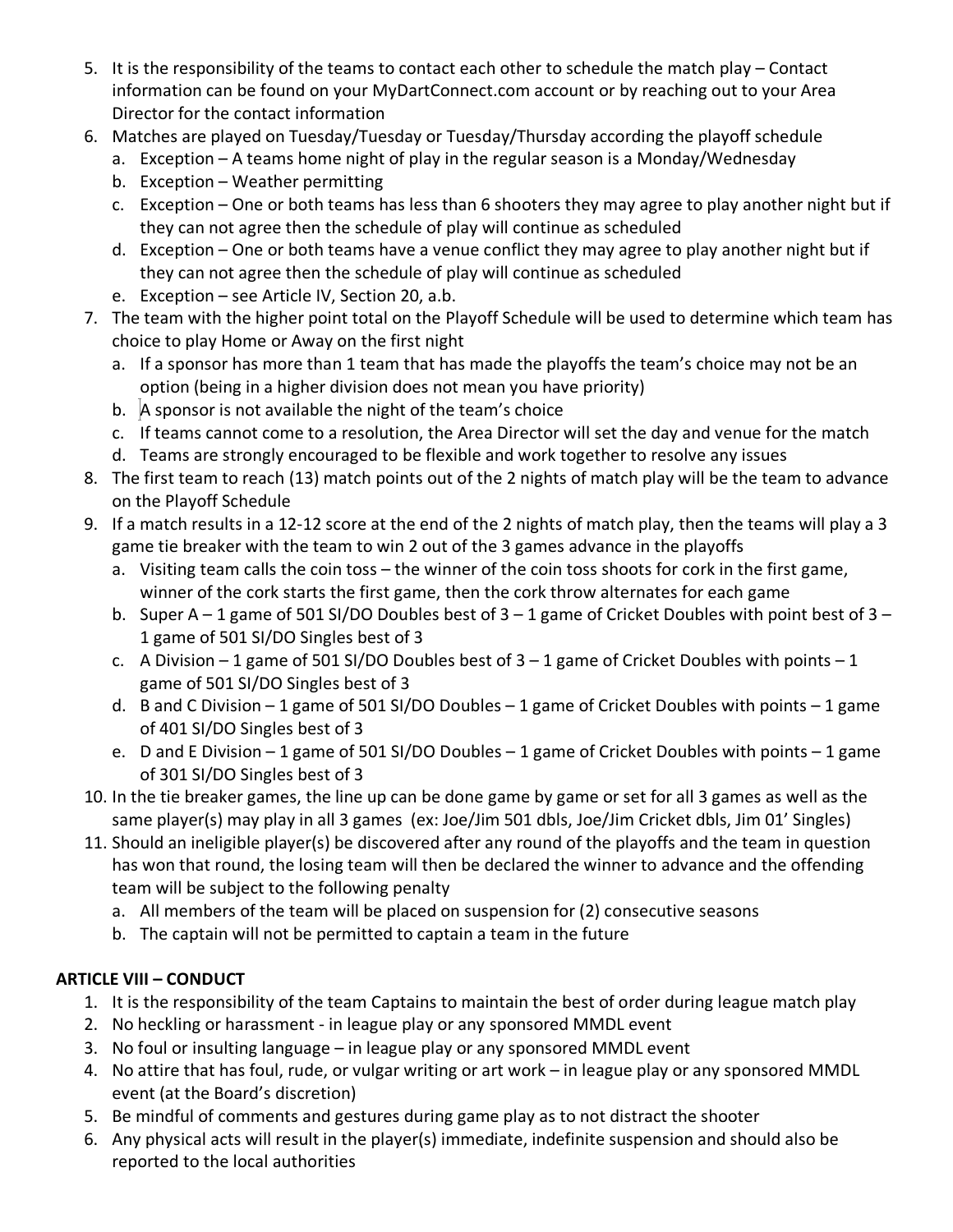5. It is the responsibility of the teams to contact each other to schedule the match play – Contact information can be found on your MyDartConnect.com account or by reaching out to your Area Director for the contact information
6. Matches are played on Tuesday/Tuesday or Tuesday/Thursday according the playoff schedule
   a. Exception – A teams home night of play in the regular season is a Monday/Wednesday
   b. Exception – Weather permitting
   c. Exception – One or both teams has less than 6 shooters they may agree to play another night but if they can not agree then the schedule of play will continue as scheduled
   d. Exception – One or both teams have a venue conflict they may agree to play another night but if they can not agree then the schedule of play will continue as scheduled
   e. Exception – see Article IV, Section 20, a.b.
7. The team with the higher point total on the Playoff Schedule will be used to determine which team has choice to play Home or Away on the first night
   a. If a sponsor has more than 1 team that has made the playoffs the team's choice may not be an option (being in a higher division does not mean you have priority)
   b. A sponsor is not available the night of the team's choice
   c. If teams cannot come to a resolution, the Area Director will set the day and venue for the match
   d. Teams are strongly encouraged to be flexible and work together to resolve any issues
8. The first team to reach (13) match points out of the 2 nights of match play will be the team to advance on the Playoff Schedule
9. If a match results in a 12-12 score at the end of the 2 nights of match play, then the teams will play a 3 game tie breaker with the team to win 2 out of the 3 games advance in the playoffs
   a. Visiting team calls the coin toss – the winner of the coin toss shoots for cork in the first game, winner of the cork starts the first game, then the cork throw alternates for each game
   b. Super A – 1 game of 501 SI/DO Doubles best of 3 – 1 game of Cricket Doubles with point best of 3 – 1 game of 501 SI/DO Singles best of 3
   c. A Division – 1 game of 501 SI/DO Doubles best of 3 – 1 game of Cricket Doubles with points – 1 game of 501 SI/DO Singles best of 3
   d. B and C Division – 1 game of 501 SI/DO Doubles – 1 game of Cricket Doubles with points – 1 game of 401 SI/DO Singles best of 3
   e. D and E Division – 1 game of 501 SI/DO Doubles – 1 game of Cricket Doubles with points – 1 game of 301 SI/DO Singles best of 3
10. In the tie breaker games, the line up can be done game by game or set for all 3 games as well as the same player(s) may play in all 3 games (ex: Joe/Jim 501 dbls, Joe/Jim Cricket dbls, Jim 01' Singles)
11. Should an ineligible player(s) be discovered after any round of the playoffs and the team in question has won that round, the losing team will then be declared the winner to advance and the offending team will be subject to the following penalty
    a. All members of the team will be placed on suspension for (2) consecutive seasons
    b. The captain will not be permitted to captain a team in the future

## ARTICLE VIII – CONDUCT

1. It is the responsibility of the team Captains to maintain the best of order during league match play
2. No heckling or harassment - in league play or any sponsored MMDL event
3. No foul or insulting language – in league play or any sponsored MMDL event
4. No attire that has foul, rude, or vulgar writing or art work – in league play or any sponsored MMDL event (at the Board's discretion)
5. Be mindful of comments and gestures during game play as to not distract the shooter
6. Any physical acts will result in the player(s) immediate, indefinite suspension and should also be reported to the local authorities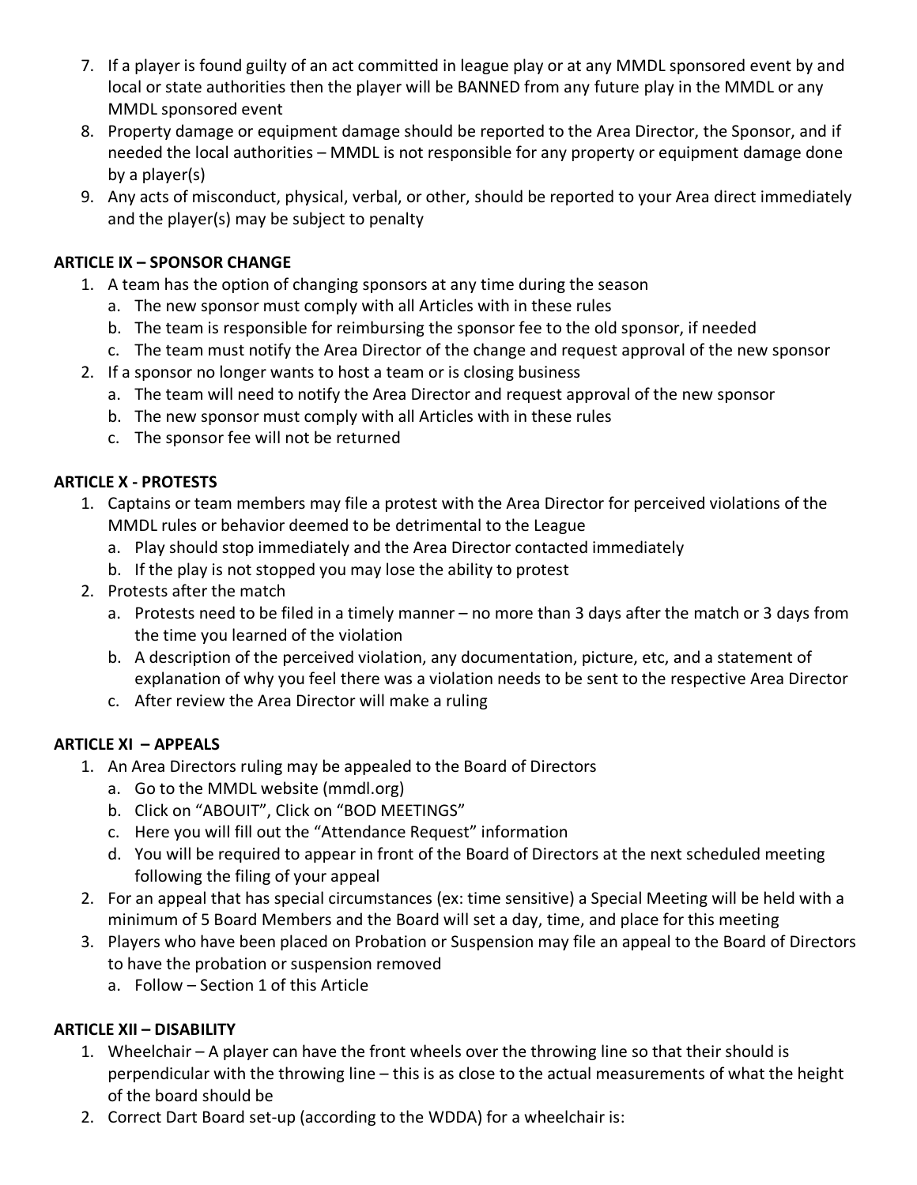7. If a player is found guilty of an act committed in league play or at any MMDL sponsored event by and local or state authorities then the player will be BANNED from any future play in the MMDL or any MMDL sponsored event
8. Property damage or equipment damage should be reported to the Area Director, the Sponsor, and if needed the local authorities – MMDL is not responsible for any property or equipment damage done by a player(s)
9. Any acts of misconduct, physical, verbal, or other, should be reported to your Area direct immediately and the player(s) may be subject to penalty

**ARTICLE IX – SPONSOR CHANGE**

1. A team has the option of changing sponsors at any time during the season
   a. The new sponsor must comply with all Articles with in these rules
   b. The team is responsible for reimbursing the sponsor fee to the old sponsor, if needed
   c. The team must notify the Area Director of the change and request approval of the new sponsor
2. If a sponsor no longer wants to host a team or is closing business
   a. The team will need to notify the Area Director and request approval of the new sponsor
   b. The new sponsor must comply with all Articles with in these rules
   c. The sponsor fee will not be returned

**ARTICLE X - PROTESTS**

1. Captains or team members may file a protest with the Area Director for perceived violations of the MMDL rules or behavior deemed to be detrimental to the League
   a. Play should stop immediately and the Area Director contacted immediately
   b. If the play is not stopped you may lose the ability to protest
2. Protests after the match
   a. Protests need to be filed in a timely manner – no more than 3 days after the match or 3 days from the time you learned of the violation
   b. A description of the perceived violation, any documentation, picture, etc, and a statement of explanation of why you feel there was a violation needs to be sent to the respective Area Director
   c. After review the Area Director will make a ruling

**ARTICLE XI – APPEALS**

1. An Area Directors ruling may be appealed to the Board of Directors
   a. Go to the MMDL website (mmdl.org)
   b. Click on "ABOUIT", Click on "BOD MEETINGS"
   c. Here you will fill out the "Attendance Request" information
   d. You will be required to appear in front of the Board of Directors at the next scheduled meeting following the filing of your appeal
2. For an appeal that has special circumstances (ex: time sensitive) a Special Meeting will be held with a minimum of 5 Board Members and the Board will set a day, time, and place for this meeting
3. Players who have been placed on Probation or Suspension may file an appeal to the Board of Directors to have the probation or suspension removed
   a. Follow – Section 1 of this Article

**ARTICLE XII – DISABILITY**

1. Wheelchair – A player can have the front wheels over the throwing line so that their should is perpendicular with the throwing line – this is as close to the actual measurements of what the height of the board should be
2. Correct Dart Board set-up (according to the WDDA) for a wheelchair is: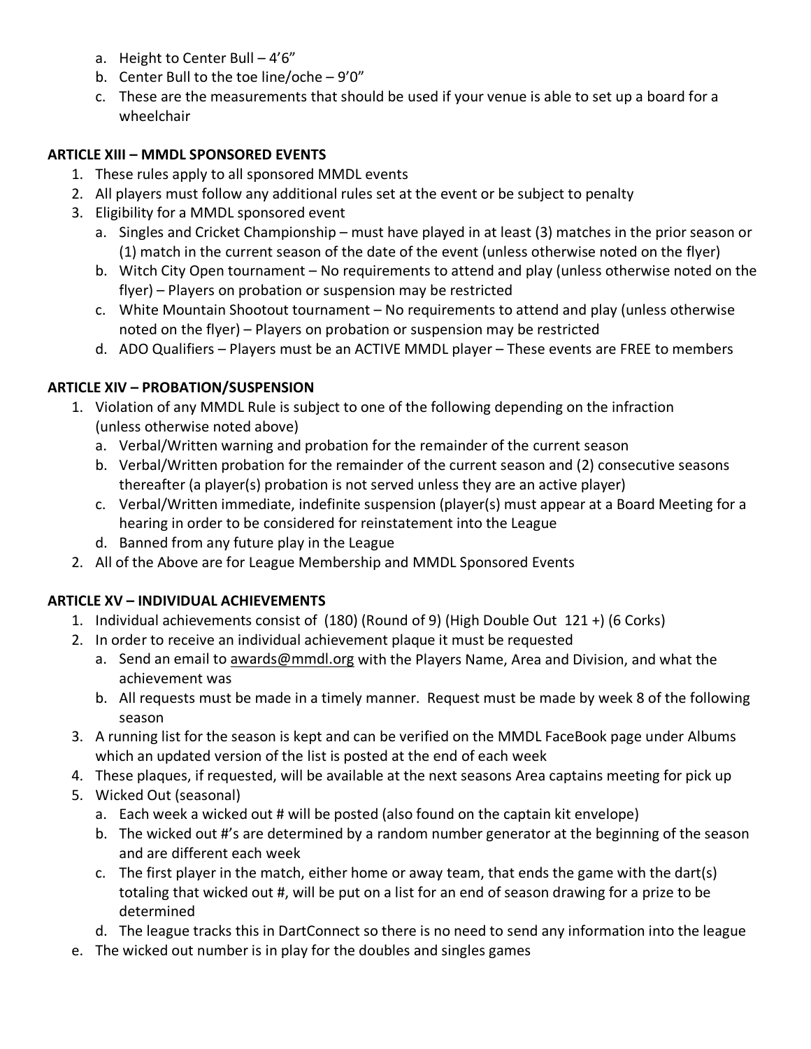a. Height to Center Bull – 4'6"
b. Center Bull to the toe line/oche – 9'0"
c. These are the measurements that should be used if your venue is able to set up a board for a wheelchair

**ARTICLE XIII – MMDL SPONSORED EVENTS**

1. These rules apply to all sponsored MMDL events
2. All players must follow any additional rules set at the event or be subject to penalty
3. Eligibility for a MMDL sponsored event
   a. Singles and Cricket Championship – must have played in at least (3) matches in the prior season or (1) match in the current season of the date of the event (unless otherwise noted on the flyer)
   b. Witch City Open tournament – No requirements to attend and play (unless otherwise noted on the flyer) – Players on probation or suspension may be restricted
   c. White Mountain Shootout tournament – No requirements to attend and play (unless otherwise noted on the flyer) – Players on probation or suspension may be restricted
   d. ADO Qualifiers – Players must be an ACTIVE MMDL player – These events are FREE to members

**ARTICLE XIV – PROBATION/SUSPENSION**

1. Violation of any MMDL Rule is subject to one of the following depending on the infraction (unless otherwise noted above)
   a. Verbal/Written warning and probation for the remainder of the current season
   b. Verbal/Written probation for the remainder of the current season and (2) consecutive seasons thereafter (a player(s) probation is not served unless they are an active player)
   c. Verbal/Written immediate, indefinite suspension (player(s) must appear at a Board Meeting for a hearing in order to be considered for reinstatement into the League
   d. Banned from any future play in the League
2. All of the Above are for League Membership and MMDL Sponsored Events

**ARTICLE XV – INDIVIDUAL ACHIEVEMENTS**

1. Individual achievements consist of (180) (Round of 9) (High Double Out 121 +) (6 Corks)
2. In order to receive an individual achievement plaque it must be requested
   a. Send an email to awards@mmdl.org with the Players Name, Area and Division, and what the achievement was
   b. All requests must be made in a timely manner. Request must be made by week 8 of the following season
3. A running list for the season is kept and can be verified on the MMDL FaceBook page under Albums which an updated version of the list is posted at the end of each week
4. These plaques, if requested, will be available at the next seasons Area captains meeting for pick up
5. Wicked Out (seasonal)
   a. Each week a wicked out # will be posted (also found on the captain kit envelope)
   b. The wicked out #'s are determined by a random number generator at the beginning of the season and are different each week
   c. The first player in the match, either home or away team, that ends the game with the dart(s) totaling that wicked out #, will be put on a list for an end of season drawing for a prize to be determined
   d. The league tracks this in DartConnect so there is no need to send any information into the league

e. The wicked out number is in play for the doubles and singles games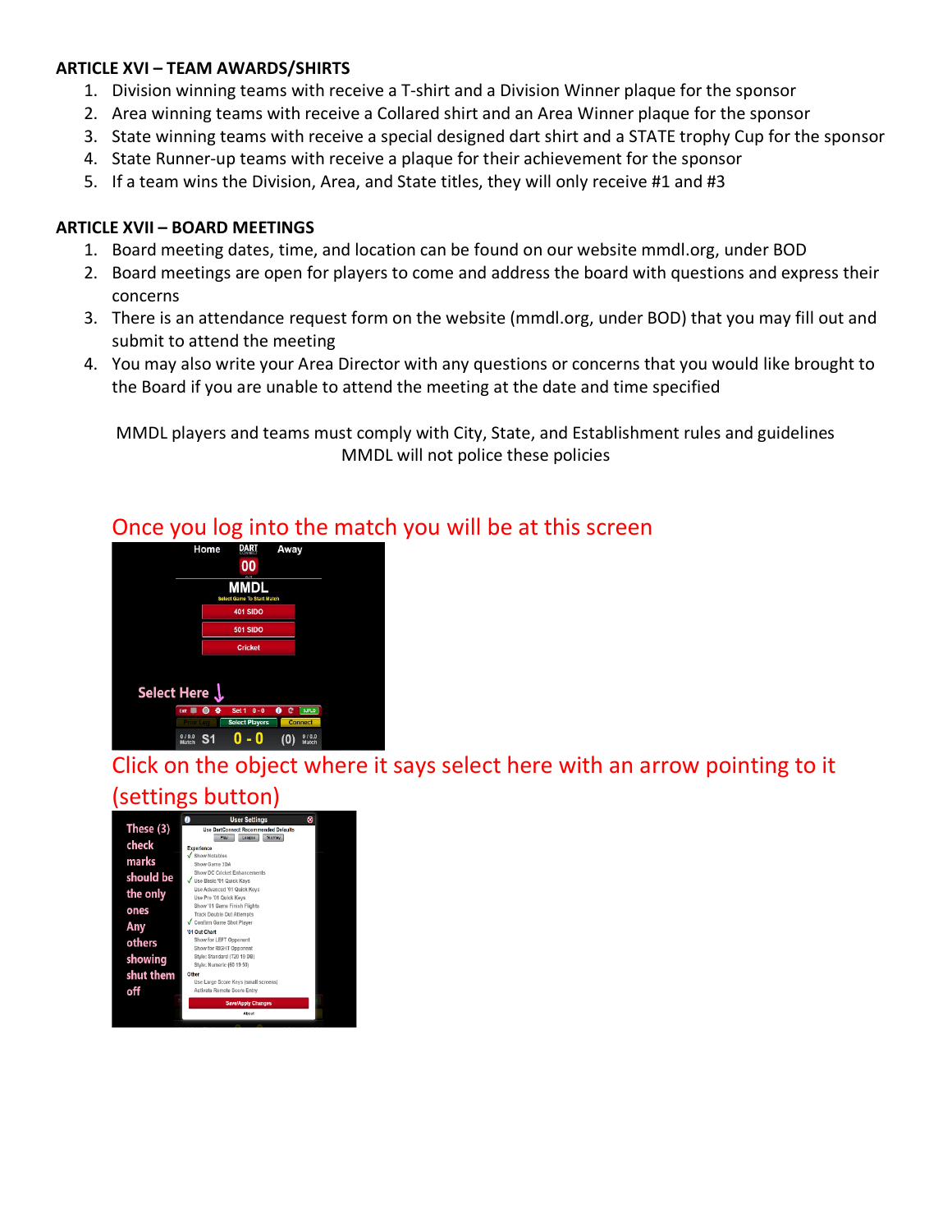**ARTICLE XVI – TEAM AWARDS/SHIRTS**

1. Division winning teams with receive a T-shirt and a Division Winner plaque for the sponsor
2. Area winning teams with receive a Collared shirt and an Area Winner plaque for the sponsor
3. State winning teams with receive a special designed dart shirt and a STATE trophy Cup for the sponsor
4. State Runner-up teams with receive a plaque for their achievement for the sponsor
5. If a team wins the Division, Area, and State titles, they will only receive #1 and #3

**ARTICLE XVII – BOARD MEETINGS**

1. Board meeting dates, time, and location can be found on our website mmdl.org, under BOD
2. Board meetings are open for players to come and address the board with questions and express their concerns
3. There is an attendance request form on the website (mmdl.org, under BOD) that you may fill out and submit to attend the meeting
4. You may also write your Area Director with any questions or concerns that you would like brought to the Board if you are unable to attend the meeting at the date and time specified

MMDL players and teams must comply with City, State, and Establishment rules and guidelines
MMDL will not police these policies

Once you log into the match you will be at this screen

Click on the object where it says select here with an arrow pointing to it (settings button)